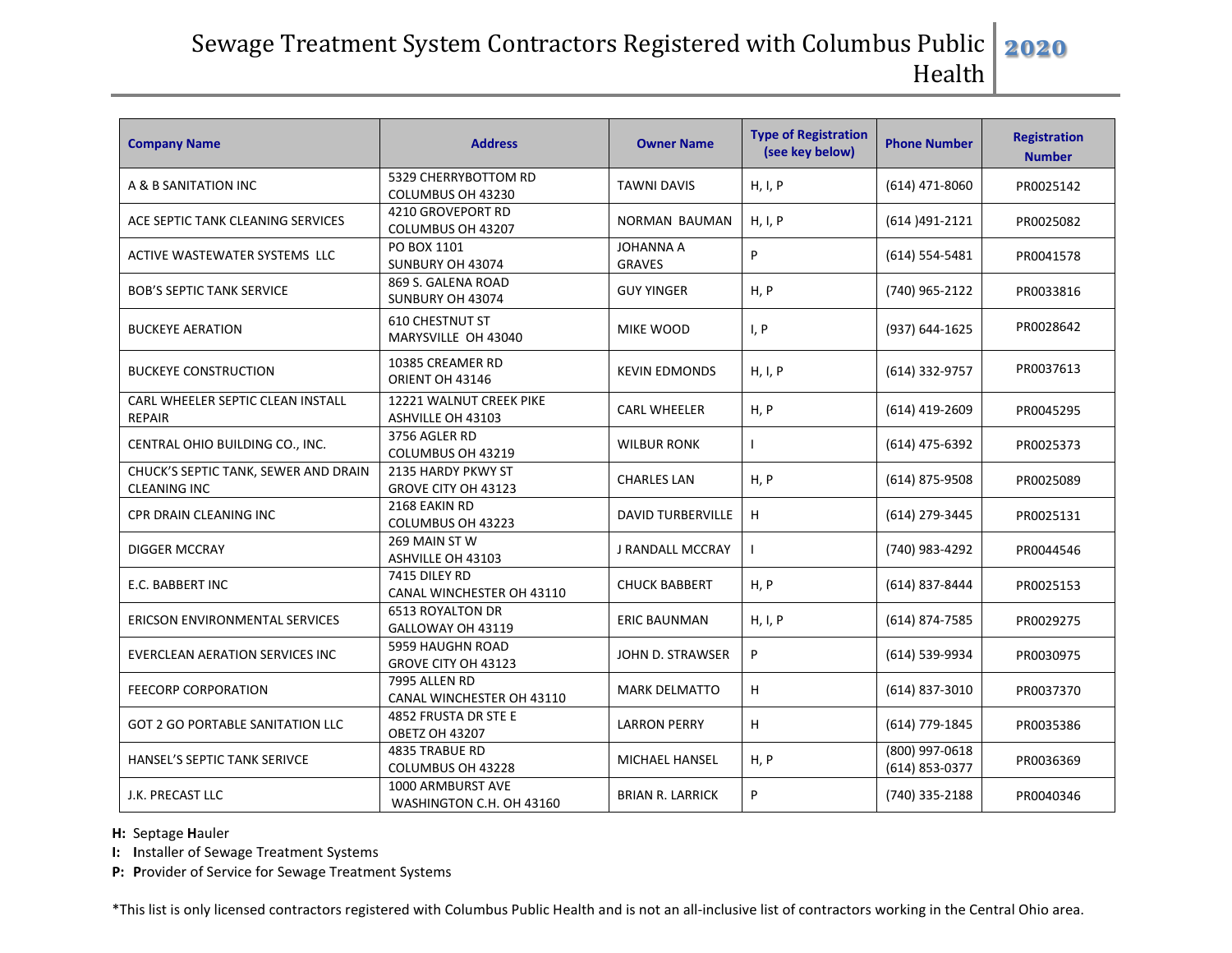# Sewage Treatment System Contractors Registered with Columbus Public Health 2020

| Company Name | Address | Owner Name | Type of Registration (see key below) | Phone Number | Registration Number |
|---|---|---|---|---|---|
| A & B SANITATION INC | 5329 CHERRYBOTTOM RD COLUMBUS OH 43230 | TAWNI DAVIS | H, I, P | (614) 471-8060 | PR0025142 |
| ACE SEPTIC TANK CLEANING SERVICES | 4210 GROVEPORT RD COLUMBUS OH 43207 | NORMAN BAUMAN | H, I, P | (614 )491-2121 | PR0025082 |
| ACTIVE WASTEWATER SYSTEMS LLC | PO BOX 1101 SUNBURY OH 43074 | JOHANNA A GRAVES | P | (614) 554-5481 | PR0041578 |
| BOB'S SEPTIC TANK SERVICE | 869 S. GALENA ROAD SUNBURY OH 43074 | GUY YINGER | H, P | (740) 965-2122 | PR0033816 |
| BUCKEYE AERATION | 610 CHESTNUT ST MARYSVILLE OH 43040 | MIKE WOOD | I, P | (937) 644-1625 | PR0028642 |
| BUCKEYE CONSTRUCTION | 10385 CREAMER RD ORIENT OH 43146 | KEVIN EDMONDS | H, I, P | (614) 332-9757 | PR0037613 |
| CARL WHEELER SEPTIC CLEAN INSTALL REPAIR | 12221 WALNUT CREEK PIKE ASHVILLE OH 43103 | CARL WHEELER | H, P | (614) 419-2609 | PR0045295 |
| CENTRAL OHIO BUILDING CO., INC. | 3756 AGLER RD COLUMBUS OH 43219 | WILBUR RONK | I | (614) 475-6392 | PR0025373 |
| CHUCK'S SEPTIC TANK, SEWER AND DRAIN CLEANING INC | 2135 HARDY PKWY ST GROVE CITY OH 43123 | CHARLES LAN | H, P | (614) 875-9508 | PR0025089 |
| CPR DRAIN CLEANING INC | 2168 EAKIN RD COLUMBUS OH 43223 | DAVID TURBERVILLE | H | (614) 279-3445 | PR0025131 |
| DIGGER MCCRAY | 269 MAIN ST W ASHVILLE OH 43103 | J RANDALL MCCRAY | I | (740) 983-4292 | PR0044546 |
| E.C. BABBERT INC | 7415 DILEY RD CANAL WINCHESTER OH 43110 | CHUCK BABBERT | H, P | (614) 837-8444 | PR0025153 |
| ERICSON ENVIRONMENTAL SERVICES | 6513 ROYALTON DR GALLOWAY OH 43119 | ERIC BAUNMAN | H, I, P | (614) 874-7585 | PR0029275 |
| EVERCLEAN AERATION SERVICES INC | 5959 HAUGHN ROAD GROVE CITY OH 43123 | JOHN D. STRAWSER | P | (614) 539-9934 | PR0030975 |
| FEECORP CORPORATION | 7995 ALLEN RD CANAL WINCHESTER OH 43110 | MARK DELMATTO | H | (614) 837-3010 | PR0037370 |
| GOT 2 GO PORTABLE SANITATION LLC | 4852 FRUSTA DR STE E OBETZ OH 43207 | LARRON PERRY | H | (614) 779-1845 | PR0035386 |
| HANSEL'S SEPTIC TANK SERIVCE | 4835 TRABUE RD COLUMBUS OH 43228 | MICHAEL HANSEL | H, P | (800) 997-0618 (614) 853-0377 | PR0036369 |
| J.K. PRECAST LLC | 1000 ARMBURST AVE WASHINGTON C.H. OH 43160 | BRIAN R. LARRICK | P | (740) 335-2188 | PR0040346 |

**H:** Septage **H**auler

**I:** **I**nstaller of Sewage Treatment Systems

**P:** **P**rovider of Service for Sewage Treatment Systems

*This list is only licensed contractors registered with Columbus Public Health and is not an all-inclusive list of contractors working in the Central Ohio area.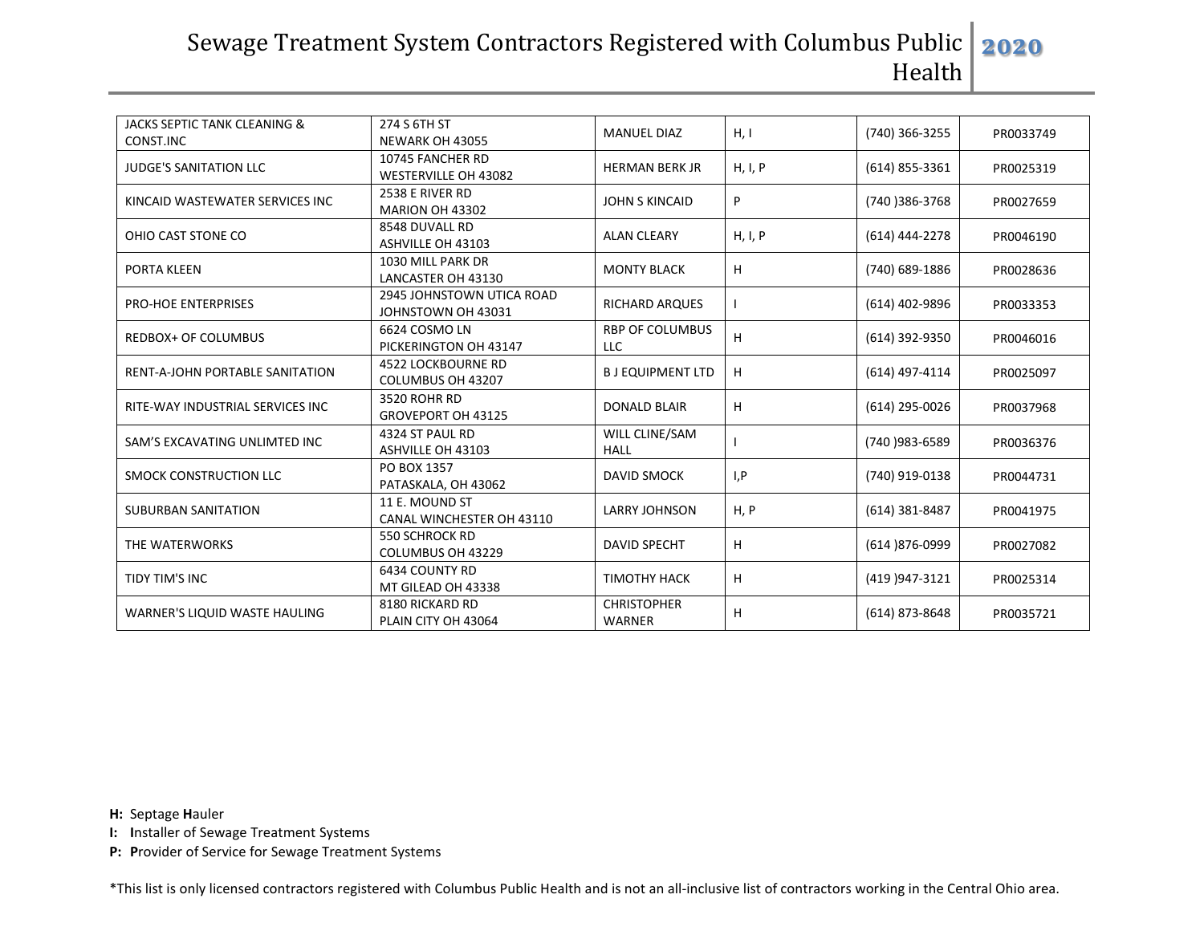| | | | | | |
|---|---|---|---|---|---|
| JACKS SEPTIC TANK CLEANING & CONST.INC | 274 S 6TH ST NEWARK OH 43055 | MANUEL DIAZ | H, I | (740) 366-3255 | PR0033749 |
| JUDGE'S SANITATION LLC | 10745 FANCHER RD WESTERVILLE OH 43082 | HERMAN BERK JR | H, I, P | (614) 855-3361 | PR0025319 |
| KINCAID WASTEWATER SERVICES INC | 2538 E RIVER RD MARION OH 43302 | JOHN S KINCAID | P | (740 )386-3768 | PR0027659 |
| OHIO CAST STONE CO | 8548 DUVALL RD ASHVILLE OH 43103 | ALAN CLEARY | H, I, P | (614) 444-2278 | PR0046190 |
| PORTA KLEEN | 1030 MILL PARK DR LANCASTER OH 43130 | MONTY BLACK | H | (740) 689-1886 | PR0028636 |
| PRO-HOE ENTERPRISES | 2945 JOHNSTOWN UTICA ROAD JOHNSTOWN OH 43031 | RICHARD ARQUES | I | (614) 402-9896 | PR0033353 |
| REDBOX+ OF COLUMBUS | 6624 COSMO LN PICKERINGTON OH 43147 | RBP OF COLUMBUS LLC | H | (614) 392-9350 | PR0046016 |
| RENT-A-JOHN PORTABLE SANITATION | 4522 LOCKBOURNE RD COLUMBUS OH 43207 | B J EQUIPMENT LTD | H | (614) 497-4114 | PR0025097 |
| RITE-WAY INDUSTRIAL SERVICES INC | 3520 ROHR RD GROVEPORT OH 43125 | DONALD BLAIR | H | (614) 295-0026 | PR0037968 |
| SAM'S EXCAVATING UNLIMTED INC | 4324 ST PAUL RD ASHVILLE OH 43103 | WILL CLINE/SAM HALL | I | (740 )983-6589 | PR0036376 |
| SMOCK CONSTRUCTION LLC | PO BOX 1357 PATASKALA, OH 43062 | DAVID SMOCK | I,P | (740) 919-0138 | PR0044731 |
| SUBURBAN SANITATION | 11 E. MOUND ST CANAL WINCHESTER OH 43110 | LARRY JOHNSON | H, P | (614) 381-8487 | PR0041975 |
| THE WATERWORKS | 550 SCHROCK RD COLUMBUS OH 43229 | DAVID SPECHT | H | (614 )876-0999 | PR0027082 |
| TIDY TIM'S INC | 6434 COUNTY RD MT GILEAD OH 43338 | TIMOTHY HACK | H | (419 )947-3121 | PR0025314 |
| WARNER'S LIQUID WASTE HAULING | 8180 RICKARD RD PLAIN CITY OH 43064 | CHRISTOPHER WARNER | H | (614) 873-8648 | PR0035721 |

**H:** Septage **H**auler
**I:** **I**nstaller of Sewage Treatment Systems
**P:** **P**rovider of Service for Sewage Treatment Systems

*This list is only licensed contractors registered with Columbus Public Health and is not an all-inclusive list of contractors working in the Central Ohio area.